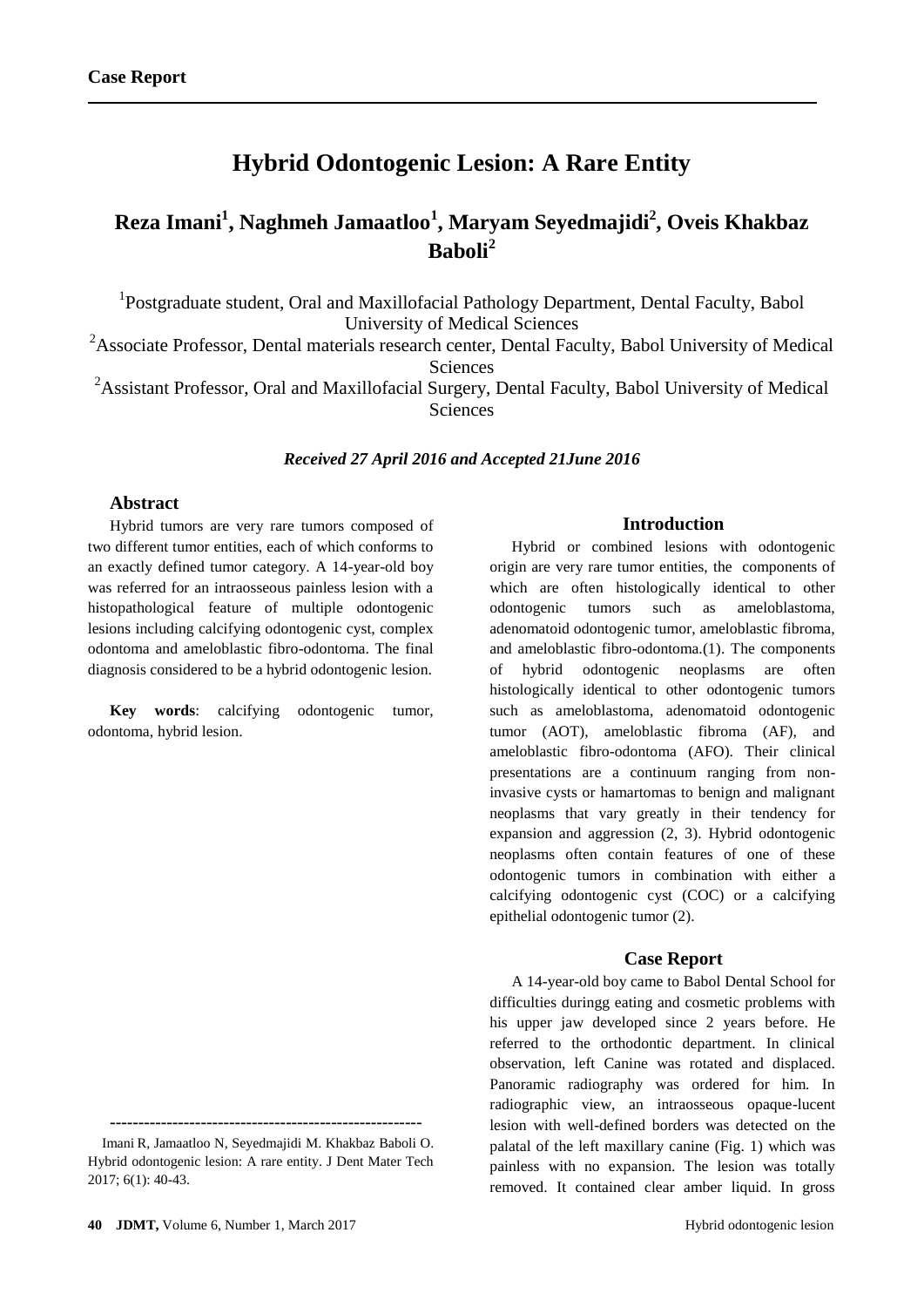**Case Report**

# Hybrid Odontogenic Lesion: A Rare Entity

## Reza Imani[1], Naghmeh Jamaatloo[1], Maryam Seyedmajidi[2], Oveis Khakbaz Baboli[2]

[1]Postgraduate student, Oral and Maxillofacial Pathology Department, Dental Faculty, Babol University of Medical Sciences

[2]Associate Professor, Dental materials research center, Dental Faculty, Babol University of Medical Sciences

[2]Assistant Professor, Oral and Maxillofacial Surgery, Dental Faculty, Babol University of Medical Sciences

***Received 27 April 2016 and Accepted 21June 2016***

### Abstract

Hybrid tumors are very rare tumors composed of two different tumor entities, each of which conforms to an exactly defined tumor category. A 14-year-old boy was referred for an intraosseous painless lesion with a histopathological feature of multiple odontogenic lesions including calcifying odontogenic cyst, complex odontoma and ameloblastic fibro-odontoma. The final diagnosis considered to be a hybrid odontogenic lesion.

**Key words**: calcifying odontogenic tumor, odontoma, hybrid lesion.

### Introduction

Hybrid or combined lesions with odontogenic origin are very rare tumor entities, the components of which are often histologically identical to other odontogenic tumors such as ameloblastoma, adenomatoid odontogenic tumor, ameloblastic fibroma, and ameloblastic fibro-odontoma.(1). The components of hybrid odontogenic neoplasms are often histologically identical to other odontogenic tumors such as ameloblastoma, adenomatoid odontogenic tumor (AOT), ameloblastic fibroma (AF), and ameloblastic fibro-odontoma (AFO). Their clinical presentations are a continuum ranging from non-invasive cysts or hamartomas to benign and malignant neoplasms that vary greatly in their tendency for expansion and aggression (2, 3). Hybrid odontogenic neoplasms often contain features of one of these odontogenic tumors in combination with either a calcifying odontogenic cyst (COC) or a calcifying epithelial odontogenic tumor (2).

### Case Report

A 14-year-old boy came to Babol Dental School for difficulties duringg eating and cosmetic problems with his upper jaw developed since 2 years before. He referred to the orthodontic department. In clinical observation, left Canine was rotated and displaced. Panoramic radiography was ordered for him. In radiographic view, an intraosseous opaque-lucent lesion with well-defined borders was detected on the palatal of the left maxillary canine (Fig. 1) which was painless with no expansion. The lesion was totally removed. It contained clear amber liquid. In gross

---

Imani R, Jamaatloo N, Seyedmajidi M. Khakbaz Baboli O. Hybrid odontogenic lesion: A rare entity. J Dent Mater Tech 2017; 6(1): 40-43.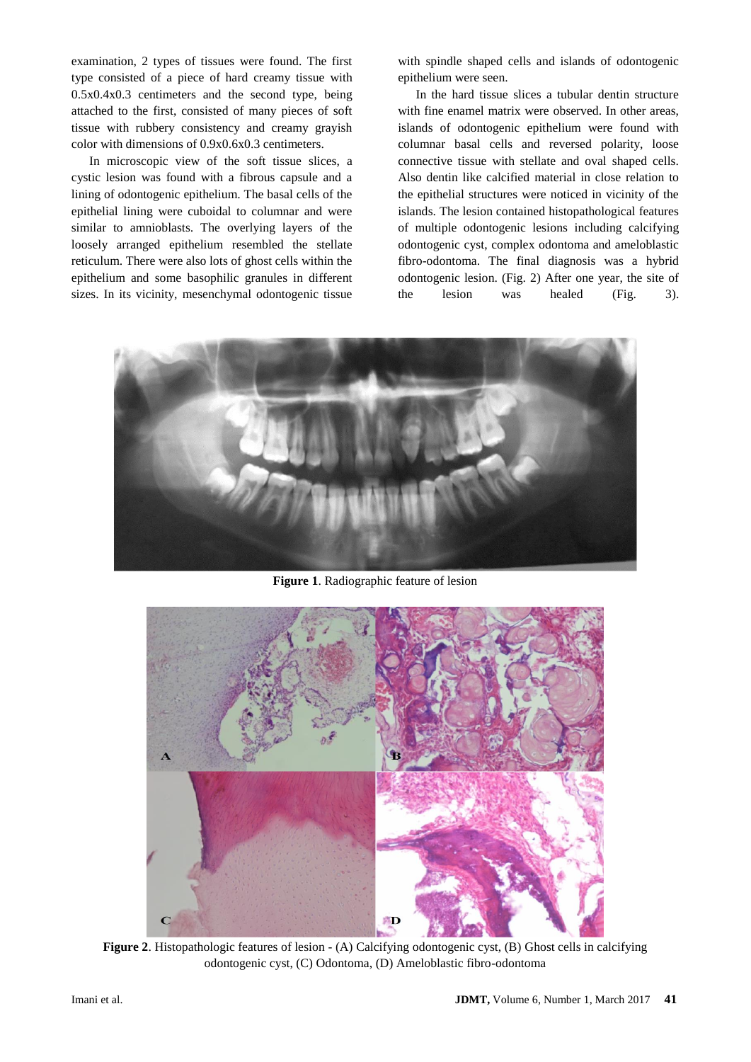examination, 2 types of tissues were found. The first type consisted of a piece of hard creamy tissue with 0.5x0.4x0.3 centimeters and the second type, being attached to the first, consisted of many pieces of soft tissue with rubbery consistency and creamy grayish color with dimensions of 0.9x0.6x0.3 centimeters.

In microscopic view of the soft tissue slices, a cystic lesion was found with a fibrous capsule and a lining of odontogenic epithelium. The basal cells of the epithelial lining were cuboidal to columnar and were similar to amnioblasts. The overlying layers of the loosely arranged epithelium resembled the stellate reticulum. There were also lots of ghost cells within the epithelium and some basophilic granules in different sizes. In its vicinity, mesenchymal odontogenic tissue with spindle shaped cells and islands of odontogenic epithelium were seen.

In the hard tissue slices a tubular dentin structure with fine enamel matrix were observed. In other areas, islands of odontogenic epithelium were found with columnar basal cells and reversed polarity, loose connective tissue with stellate and oval shaped cells. Also dentin like calcified material in close relation to the epithelial structures were noticed in vicinity of the islands. The lesion contained histopathological features of multiple odontogenic lesions including calcifying odontogenic cyst, complex odontoma and ameloblastic fibro-odontoma. The final diagnosis was a hybrid odontogenic lesion. (Fig. 2) After one year, the site of the lesion was healed (Fig. 3).

**Figure 1**. Radiographic feature of lesion

**Figure 2**. Histopathologic features of lesion - (A) Calcifying odontogenic cyst, (B) Ghost cells in calcifying odontogenic cyst, (C) Odontoma, (D) Ameloblastic fibro-odontoma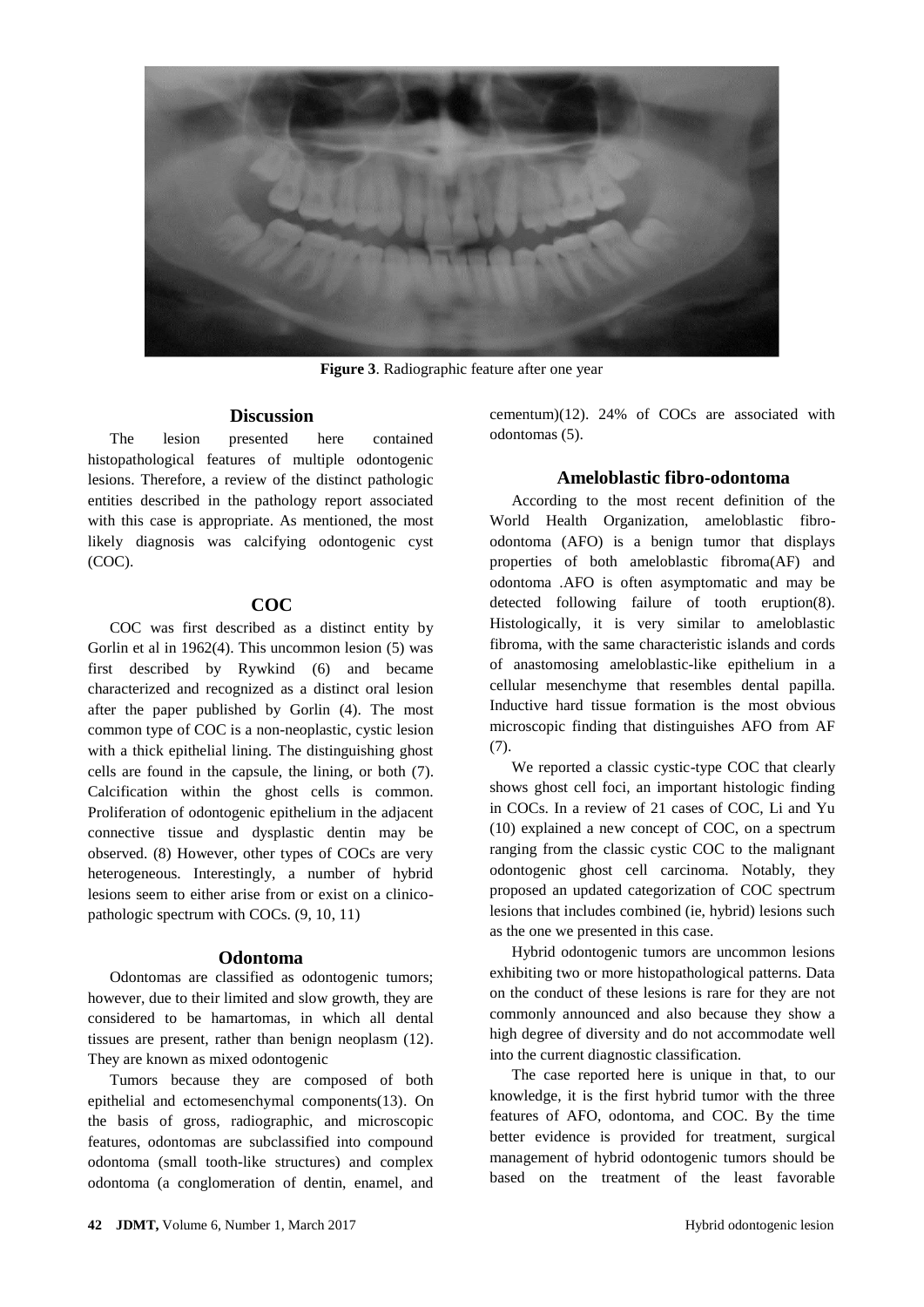**Figure 3**. Radiographic feature after one year

## Discussion

The lesion presented here contained histopathological features of multiple odontogenic lesions. Therefore, a review of the distinct pathologic entities described in the pathology report associated with this case is appropriate. As mentioned, the most likely diagnosis was calcifying odontogenic cyst (COC).

## COC

COC was first described as a distinct entity by Gorlin et al in 1962(4). This uncommon lesion (5) was first described by Rywkind (6) and became characterized and recognized as a distinct oral lesion after the paper published by Gorlin (4). The most common type of COC is a non-neoplastic, cystic lesion with a thick epithelial lining. The distinguishing ghost cells are found in the capsule, the lining, or both (7). Calcification within the ghost cells is common. Proliferation of odontogenic epithelium in the adjacent connective tissue and dysplastic dentin may be observed. (8) However, other types of COCs are very heterogeneous. Interestingly, a number of hybrid lesions seem to either arise from or exist on a clinico-pathologic spectrum with COCs. (9, 10, 11)

## Odontoma

Odontomas are classified as odontogenic tumors; however, due to their limited and slow growth, they are considered to be hamartomas, in which all dental tissues are present, rather than benign neoplasm (12). They are known as mixed odontogenic

Tumors because they are composed of both epithelial and ectomesenchymal components(13). On the basis of gross, radiographic, and microscopic features, odontomas are subclassified into compound odontoma (small tooth-like structures) and complex odontoma (a conglomeration of dentin, enamel, and cementum)(12). 24% of COCs are associated with odontomas (5).

## Ameloblastic fibro-odontoma

According to the most recent definition of the World Health Organization, ameloblastic fibro-odontoma (AFO) is a benign tumor that displays properties of both ameloblastic fibroma(AF) and odontoma .AFO is often asymptomatic and may be detected following failure of tooth eruption(8). Histologically, it is very similar to ameloblastic fibroma, with the same characteristic islands and cords of anastomosing ameloblastic-like epithelium in a cellular mesenchyme that resembles dental papilla. Inductive hard tissue formation is the most obvious microscopic finding that distinguishes AFO from AF (7).

We reported a classic cystic-type COC that clearly shows ghost cell foci, an important histologic finding in COCs. In a review of 21 cases of COC, Li and Yu (10) explained a new concept of COC, on a spectrum ranging from the classic cystic COC to the malignant odontogenic ghost cell carcinoma. Notably, they proposed an updated categorization of COC spectrum lesions that includes combined (ie, hybrid) lesions such as the one we presented in this case.

Hybrid odontogenic tumors are uncommon lesions exhibiting two or more histopathological patterns. Data on the conduct of these lesions is rare for they are not commonly announced and also because they show a high degree of diversity and do not accommodate well into the current diagnostic classification.

The case reported here is unique in that, to our knowledge, it is the first hybrid tumor with the three features of AFO, odontoma, and COC. By the time better evidence is provided for treatment, surgical management of hybrid odontogenic tumors should be based on the treatment of the least favorable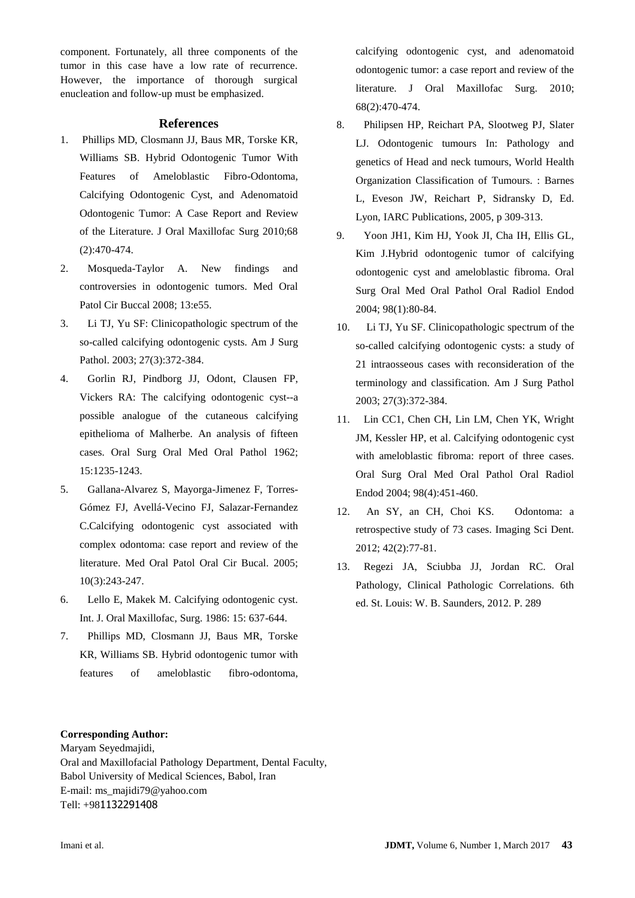component. Fortunately, all three components of the tumor in this case have a low rate of recurrence. However, the importance of thorough surgical enucleation and follow-up must be emphasized.

## References

1. Phillips MD, Closmann JJ, Baus MR, Torske KR, Williams SB. Hybrid Odontogenic Tumor With Features of Ameloblastic Fibro-Odontoma, Calcifying Odontogenic Cyst, and Adenomatoid Odontogenic Tumor: A Case Report and Review of the Literature. J Oral Maxillofac Surg 2010;68 (2):470-474.
2. Mosqueda-Taylor A. New findings and controversies in odontogenic tumors. Med Oral Patol Cir Buccal 2008; 13:e55.
3. Li TJ, Yu SF: Clinicopathologic spectrum of the so-called calcifying odontogenic cysts. Am J Surg Pathol. 2003; 27(3):372-384.
4. Gorlin RJ, Pindborg JJ, Odont, Clausen FP, Vickers RA: The calcifying odontogenic cyst--a possible analogue of the cutaneous calcifying epithelioma of Malherbe. An analysis of fifteen cases. Oral Surg Oral Med Oral Pathol 1962; 15:1235-1243.
5. Gallana-Alvarez S, Mayorga-Jimenez F, Torres-Gómez FJ, Avellá-Vecino FJ, Salazar-Fernandez C.Calcifying odontogenic cyst associated with complex odontoma: case report and review of the literature. Med Oral Patol Oral Cir Bucal. 2005; 10(3):243-247.
6. Lello E, Makek M. Calcifying odontogenic cyst. Int. J. Oral Maxillofac, Surg. 1986: 15: 637-644.
7. Phillips MD, Closmann JJ, Baus MR, Torske KR, Williams SB. Hybrid odontogenic tumor with features of ameloblastic fibro-odontoma, calcifying odontogenic cyst, and adenomatoid odontogenic tumor: a case report and review of the literature. J Oral Maxillofac Surg. 2010; 68(2):470-474.
8. Philipsen HP, Reichart PA, Slootweg PJ, Slater LJ. Odontogenic tumours In: Pathology and genetics of Head and neck tumours, World Health Organization Classification of Tumours. : Barnes L, Eveson JW, Reichart P, Sidransky D, Ed. Lyon, IARC Publications, 2005, p 309-313.
9. Yoon JH1, Kim HJ, Yook JI, Cha IH, Ellis GL, Kim J.Hybrid odontogenic tumor of calcifying odontogenic cyst and ameloblastic fibroma. Oral Surg Oral Med Oral Pathol Oral Radiol Endod 2004; 98(1):80-84.
10. Li TJ, Yu SF. Clinicopathologic spectrum of the so-called calcifying odontogenic cysts: a study of 21 intraosseous cases with reconsideration of the terminology and classification. Am J Surg Pathol 2003; 27(3):372-384.
11. Lin CC1, Chen CH, Lin LM, Chen YK, Wright JM, Kessler HP, et al. Calcifying odontogenic cyst with ameloblastic fibroma: report of three cases. Oral Surg Oral Med Oral Pathol Oral Radiol Endod 2004; 98(4):451-460.
12. An SY, an CH, Choi KS. Odontoma: a retrospective study of 73 cases. Imaging Sci Dent. 2012; 42(2):77-81.
13. Regezi JA, Sciubba JJ, Jordan RC. Oral Pathology, Clinical Pathologic Correlations. 6th ed. St. Louis: W. B. Saunders, 2012. P. 289

**Corresponding Author:**
Maryam Seyedmajidi,
Oral and Maxillofacial Pathology Department, Dental Faculty,
Babol University of Medical Sciences, Babol, Iran
E-mail: ms_majidi79@yahoo.com
Tell: +981132291408